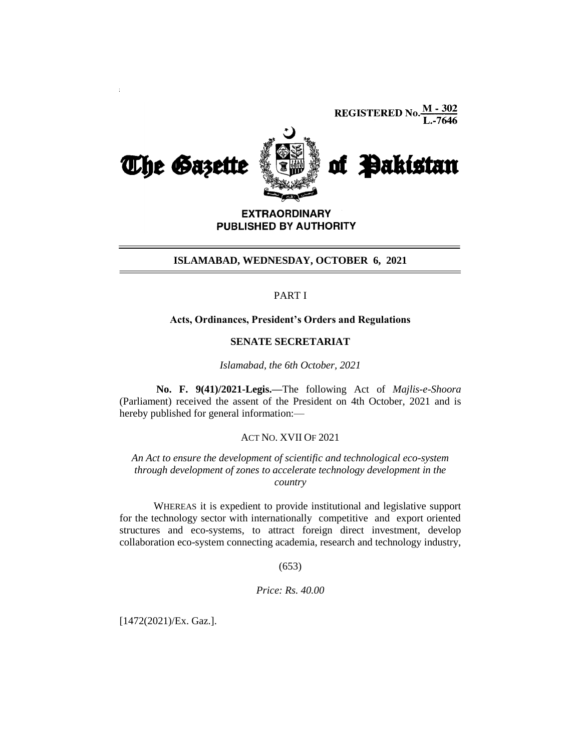REGISTERED No. $\frac{\text{M - 302}}{\text{L.-7646}}$

# The Gazette of Pakistan

**EXTRAORDINARY**
**PUBLISHED BY AUTHORITY**

**ISLAMABAD, WEDNESDAY, OCTOBER 6, 2021**

PART I

**Acts, Ordinances, President's Orders and Regulations**

**SENATE SECRETARIAT**

*Islamabad, the 6th October, 2021*

**No. F. 9(41)/2021-Legis.**—The following Act of *Majlis-e-Shoora* (Parliament) received the assent of the President on 4th October, 2021 and is hereby published for general information:—

ACT NO. XVII OF 2021

*An Act to ensure the development of scientific and technological eco-system through development of zones to accelerate technology development in the country*

WHEREAS it is expedient to provide institutional and legislative support for the technology sector with internationally competitive and export oriented structures and eco-systems, to attract foreign direct investment, develop collaboration eco-system connecting academia, research and technology industry,

(653)

*Price: Rs. 40.00*

[1472(2021)/Ex. Gaz.].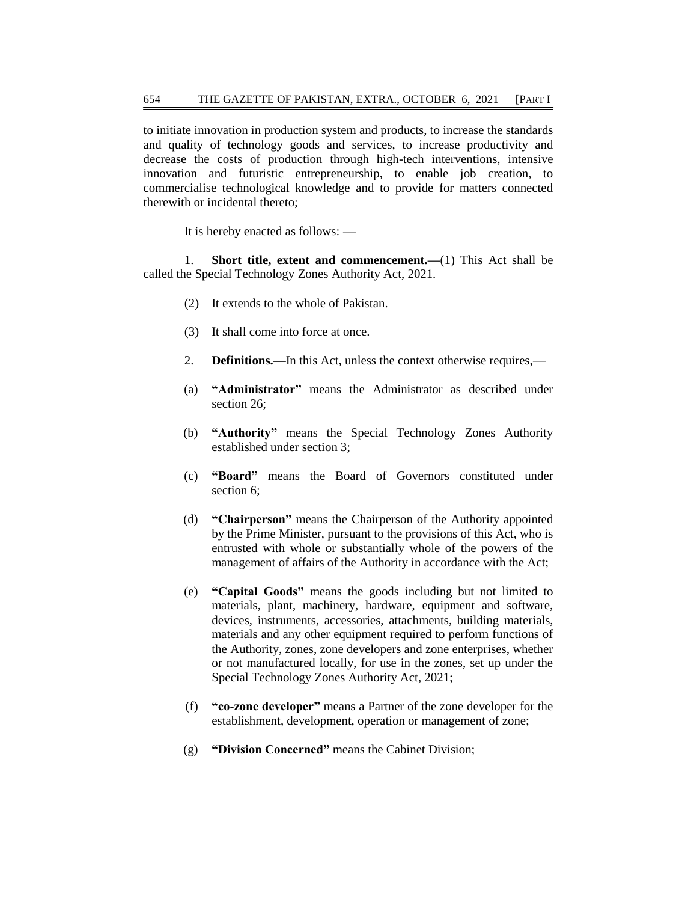to initiate innovation in production system and products, to increase the standards and quality of technology goods and services, to increase productivity and decrease the costs of production through high-tech interventions, intensive innovation and futuristic entrepreneurship, to enable job creation, to commercialise technological knowledge and to provide for matters connected therewith or incidental thereto;

It is hereby enacted as follows: —

1. **Short title, extent and commencement.—**(1) This Act shall be called the Special Technology Zones Authority Act, 2021.

(2) It extends to the whole of Pakistan.

(3) It shall come into force at once.

2. **Definitions.—**In this Act, unless the context otherwise requires,—

(a) **"Administrator"** means the Administrator as described under section 26;

(b) **"Authority"** means the Special Technology Zones Authority established under section 3;

(c) **"Board"** means the Board of Governors constituted under section 6;

(d) **"Chairperson"** means the Chairperson of the Authority appointed by the Prime Minister, pursuant to the provisions of this Act, who is entrusted with whole or substantially whole of the powers of the management of affairs of the Authority in accordance with the Act;

(e) **"Capital Goods"** means the goods including but not limited to materials, plant, machinery, hardware, equipment and software, devices, instruments, accessories, attachments, building materials, materials and any other equipment required to perform functions of the Authority, zones, zone developers and zone enterprises, whether or not manufactured locally, for use in the zones, set up under the Special Technology Zones Authority Act, 2021;

(f) **"co-zone developer"** means a Partner of the zone developer for the establishment, development, operation or management of zone;

(g) **"Division Concerned"** means the Cabinet Division;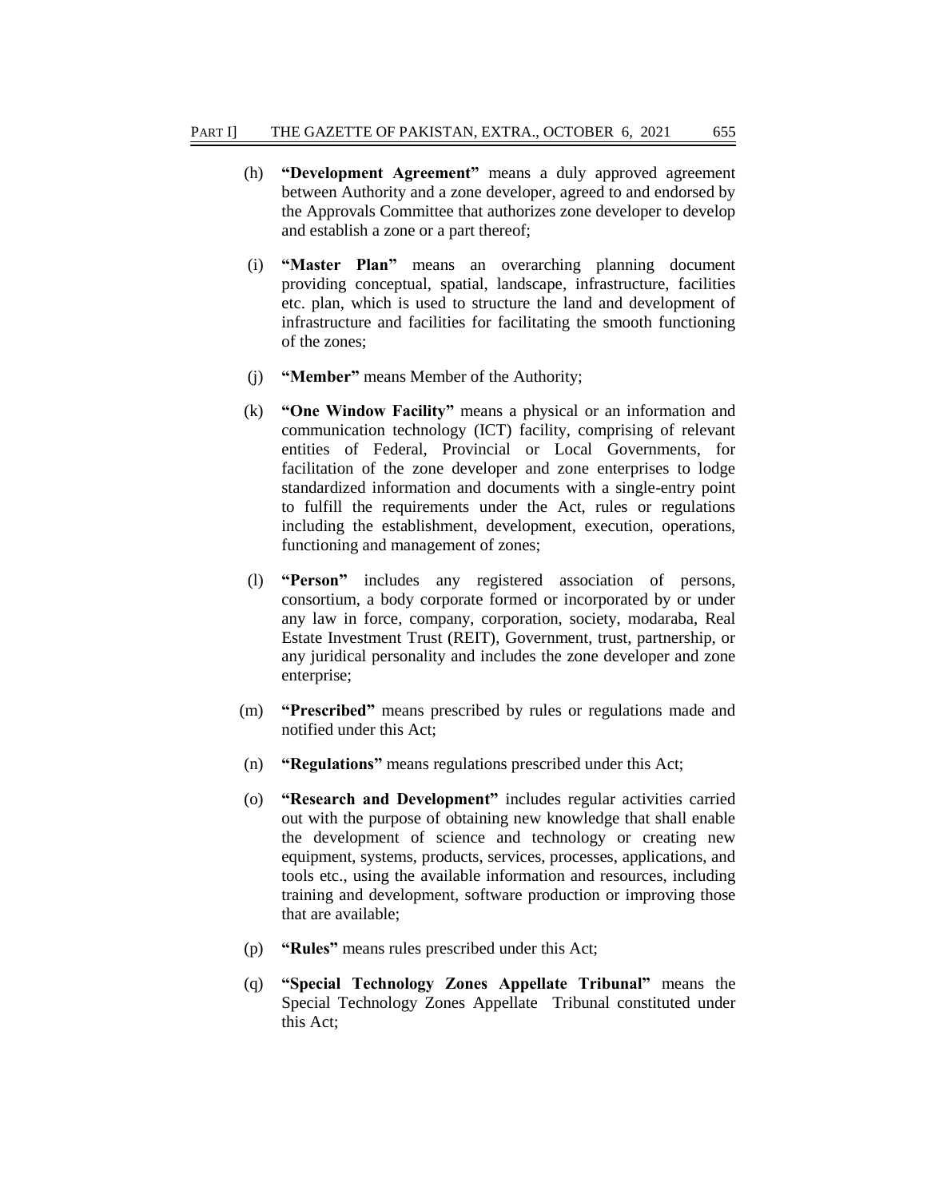(h) **"Development Agreement"** means a duly approved agreement between Authority and a zone developer, agreed to and endorsed by the Approvals Committee that authorizes zone developer to develop and establish a zone or a part thereof;

(i) **"Master Plan"** means an overarching planning document providing conceptual, spatial, landscape, infrastructure, facilities etc. plan, which is used to structure the land and development of infrastructure and facilities for facilitating the smooth functioning of the zones;

(j) **"Member"** means Member of the Authority;

(k) **"One Window Facility"** means a physical or an information and communication technology (ICT) facility, comprising of relevant entities of Federal, Provincial or Local Governments, for facilitation of the zone developer and zone enterprises to lodge standardized information and documents with a single-entry point to fulfill the requirements under the Act, rules or regulations including the establishment, development, execution, operations, functioning and management of zones;

(l) **"Person"** includes any registered association of persons, consortium, a body corporate formed or incorporated by or under any law in force, company, corporation, society, modaraba, Real Estate Investment Trust (REIT), Government, trust, partnership, or any juridical personality and includes the zone developer and zone enterprise;

(m) **"Prescribed"** means prescribed by rules or regulations made and notified under this Act;

(n) **"Regulations"** means regulations prescribed under this Act;

(o) **"Research and Development"** includes regular activities carried out with the purpose of obtaining new knowledge that shall enable the development of science and technology or creating new equipment, systems, products, services, processes, applications, and tools etc., using the available information and resources, including training and development, software production or improving those that are available;

(p) **"Rules"** means rules prescribed under this Act;

(q) **"Special Technology Zones Appellate Tribunal"** means the Special Technology Zones Appellate Tribunal constituted under this Act;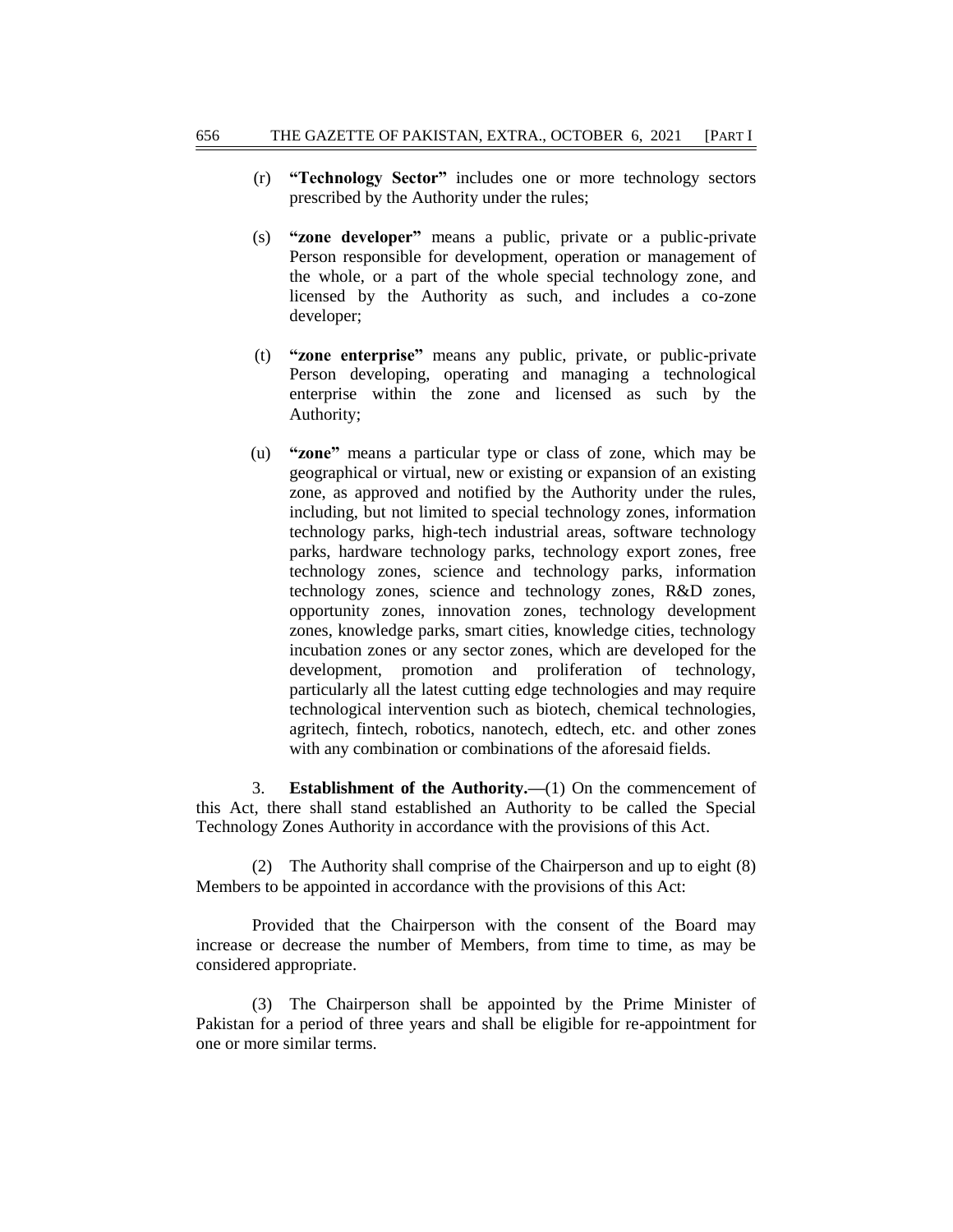(r) **"Technology Sector"** includes one or more technology sectors prescribed by the Authority under the rules;

(s) **"zone developer"** means a public, private or a public-private Person responsible for development, operation or management of the whole, or a part of the whole special technology zone, and licensed by the Authority as such, and includes a co-zone developer;

(t) **"zone enterprise"** means any public, private, or public-private Person developing, operating and managing a technological enterprise within the zone and licensed as such by the Authority;

(u) **"zone"** means a particular type or class of zone, which may be geographical or virtual, new or existing or expansion of an existing zone, as approved and notified by the Authority under the rules, including, but not limited to special technology zones, information technology parks, high-tech industrial areas, software technology parks, hardware technology parks, technology export zones, free technology zones, science and technology parks, information technology zones, science and technology zones, R&D zones, opportunity zones, innovation zones, technology development zones, knowledge parks, smart cities, knowledge cities, technology incubation zones or any sector zones, which are developed for the development, promotion and proliferation of technology, particularly all the latest cutting edge technologies and may require technological intervention such as biotech, chemical technologies, agritech, fintech, robotics, nanotech, edtech, etc. and other zones with any combination or combinations of the aforesaid fields.

3. **Establishment of the Authority.**—(1) On the commencement of this Act, there shall stand established an Authority to be called the Special Technology Zones Authority in accordance with the provisions of this Act.

(2) The Authority shall comprise of the Chairperson and up to eight (8) Members to be appointed in accordance with the provisions of this Act:

Provided that the Chairperson with the consent of the Board may increase or decrease the number of Members, from time to time, as may be considered appropriate.

(3) The Chairperson shall be appointed by the Prime Minister of Pakistan for a period of three years and shall be eligible for re-appointment for one or more similar terms.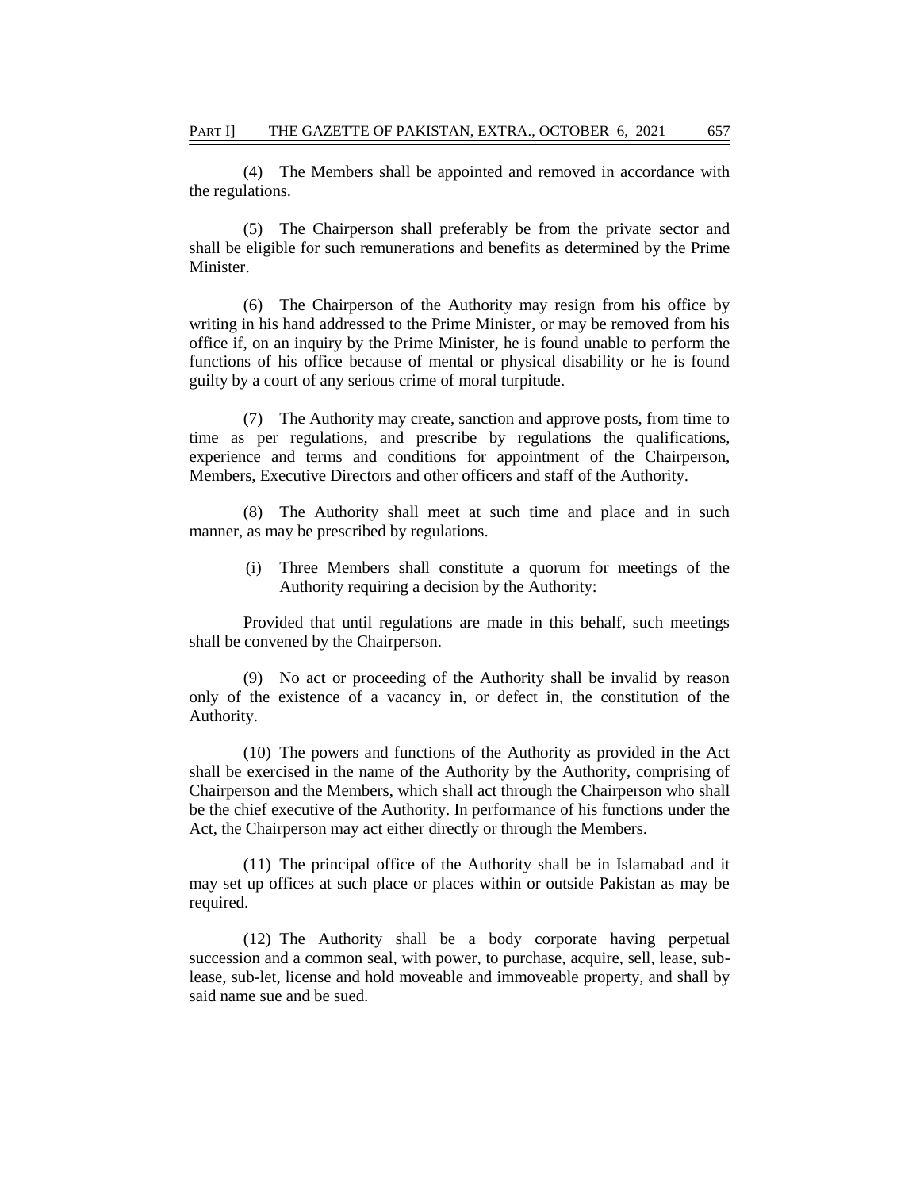(4) The Members shall be appointed and removed in accordance with the regulations.

(5) The Chairperson shall preferably be from the private sector and shall be eligible for such remunerations and benefits as determined by the Prime Minister.

(6) The Chairperson of the Authority may resign from his office by writing in his hand addressed to the Prime Minister, or may be removed from his office if, on an inquiry by the Prime Minister, he is found unable to perform the functions of his office because of mental or physical disability or he is found guilty by a court of any serious crime of moral turpitude.

(7) The Authority may create, sanction and approve posts, from time to time as per regulations, and prescribe by regulations the qualifications, experience and terms and conditions for appointment of the Chairperson, Members, Executive Directors and other officers and staff of the Authority.

(8) The Authority shall meet at such time and place and in such manner, as may be prescribed by regulations.

(i) Three Members shall constitute a quorum for meetings of the Authority requiring a decision by the Authority:

Provided that until regulations are made in this behalf, such meetings shall be convened by the Chairperson.

(9) No act or proceeding of the Authority shall be invalid by reason only of the existence of a vacancy in, or defect in, the constitution of the Authority.

(10) The powers and functions of the Authority as provided in the Act shall be exercised in the name of the Authority by the Authority, comprising of Chairperson and the Members, which shall act through the Chairperson who shall be the chief executive of the Authority. In performance of his functions under the Act, the Chairperson may act either directly or through the Members.

(11) The principal office of the Authority shall be in Islamabad and it may set up offices at such place or places within or outside Pakistan as may be required.

(12) The Authority shall be a body corporate having perpetual succession and a common seal, with power, to purchase, acquire, sell, lease, sub-lease, sub-let, license and hold moveable and immoveable property, and shall by said name sue and be sued.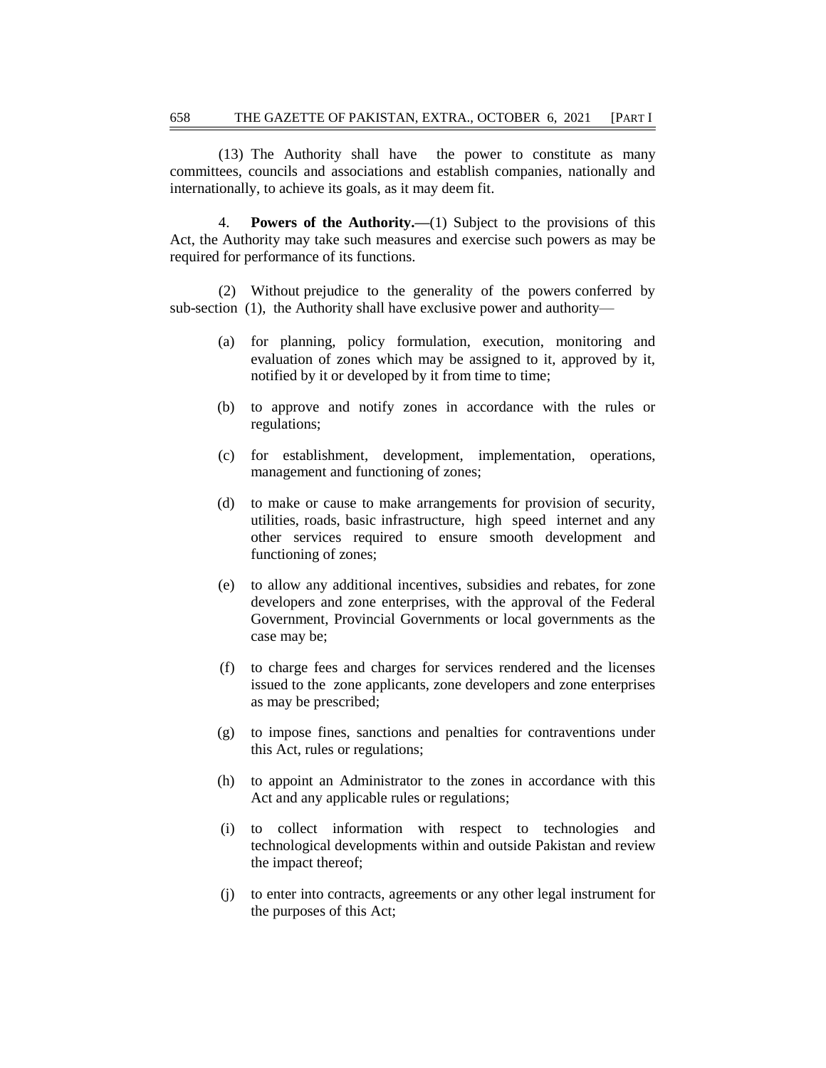(13) The Authority shall have the power to constitute as many committees, councils and associations and establish companies, nationally and internationally, to achieve its goals, as it may deem fit.

4. **Powers of the Authority.**—(1) Subject to the provisions of this Act, the Authority may take such measures and exercise such powers as may be required for performance of its functions.

(2) Without prejudice to the generality of the powers conferred by sub-section (1), the Authority shall have exclusive power and authority—

(a) for planning, policy formulation, execution, monitoring and evaluation of zones which may be assigned to it, approved by it, notified by it or developed by it from time to time;

(b) to approve and notify zones in accordance with the rules or regulations;

(c) for establishment, development, implementation, operations, management and functioning of zones;

(d) to make or cause to make arrangements for provision of security, utilities, roads, basic infrastructure, high speed internet and any other services required to ensure smooth development and functioning of zones;

(e) to allow any additional incentives, subsidies and rebates, for zone developers and zone enterprises, with the approval of the Federal Government, Provincial Governments or local governments as the case may be;

(f) to charge fees and charges for services rendered and the licenses issued to the zone applicants, zone developers and zone enterprises as may be prescribed;

(g) to impose fines, sanctions and penalties for contraventions under this Act, rules or regulations;

(h) to appoint an Administrator to the zones in accordance with this Act and any applicable rules or regulations;

(i) to collect information with respect to technologies and technological developments within and outside Pakistan and review the impact thereof;

(j) to enter into contracts, agreements or any other legal instrument for the purposes of this Act;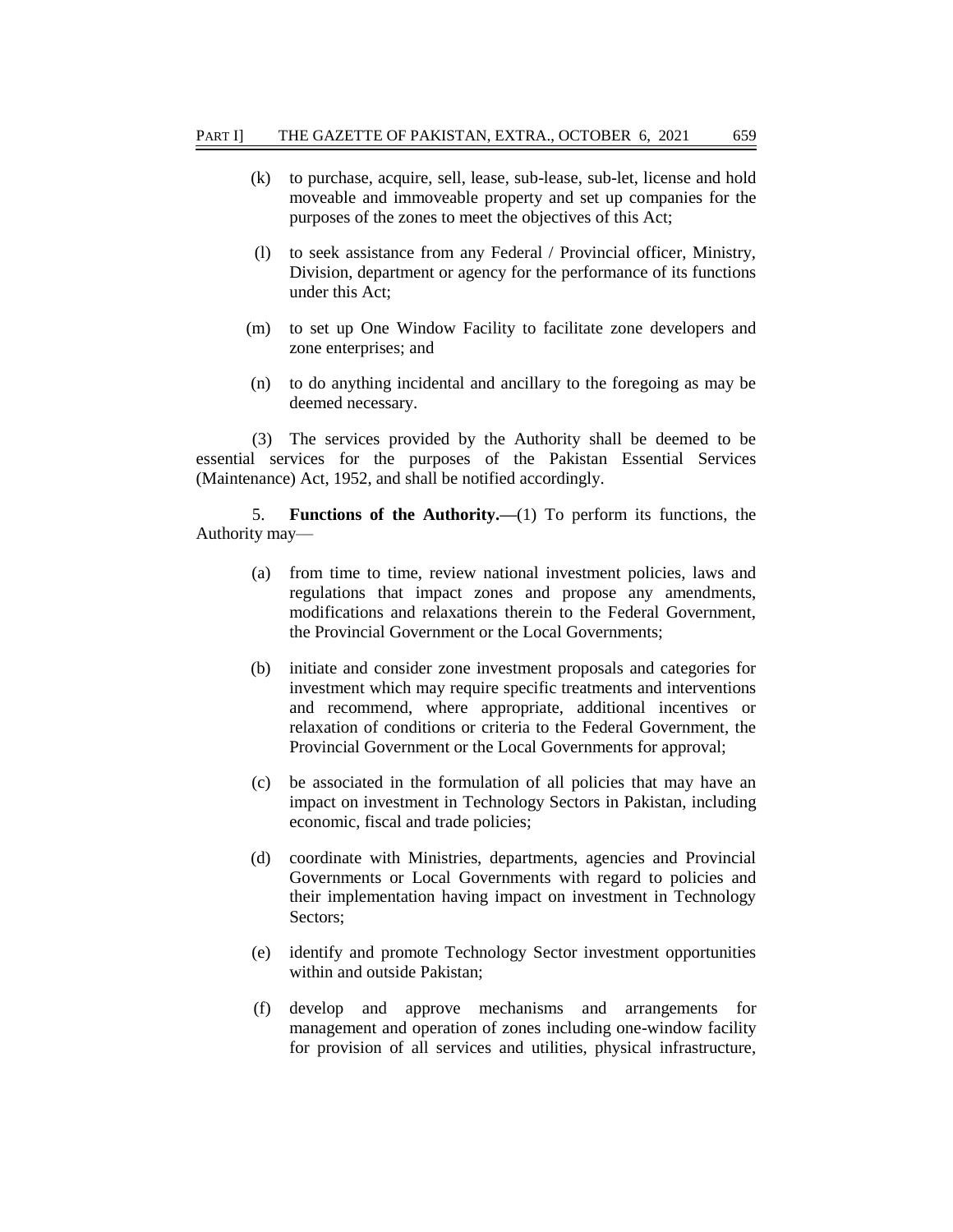(k) to purchase, acquire, sell, lease, sub-lease, sub-let, license and hold moveable and immoveable property and set up companies for the purposes of the zones to meet the objectives of this Act;

(l) to seek assistance from any Federal / Provincial officer, Ministry, Division, department or agency for the performance of its functions under this Act;

(m) to set up One Window Facility to facilitate zone developers and zone enterprises; and

(n) to do anything incidental and ancillary to the foregoing as may be deemed necessary.

(3) The services provided by the Authority shall be deemed to be essential services for the purposes of the Pakistan Essential Services (Maintenance) Act, 1952, and shall be notified accordingly.

5. **Functions of the Authority.—**(1) To perform its functions, the Authority may—

(a) from time to time, review national investment policies, laws and regulations that impact zones and propose any amendments, modifications and relaxations therein to the Federal Government, the Provincial Government or the Local Governments;

(b) initiate and consider zone investment proposals and categories for investment which may require specific treatments and interventions and recommend, where appropriate, additional incentives or relaxation of conditions or criteria to the Federal Government, the Provincial Government or the Local Governments for approval;

(c) be associated in the formulation of all policies that may have an impact on investment in Technology Sectors in Pakistan, including economic, fiscal and trade policies;

(d) coordinate with Ministries, departments, agencies and Provincial Governments or Local Governments with regard to policies and their implementation having impact on investment in Technology Sectors;

(e) identify and promote Technology Sector investment opportunities within and outside Pakistan;

(f) develop and approve mechanisms and arrangements for management and operation of zones including one-window facility for provision of all services and utilities, physical infrastructure,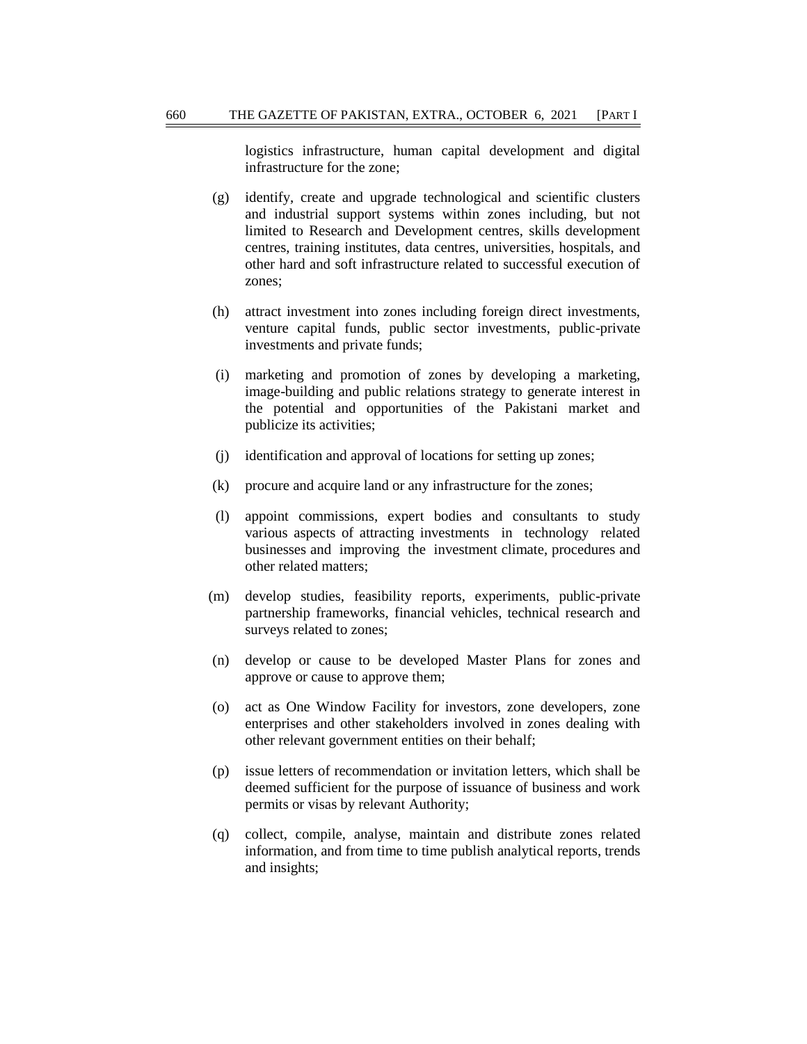logistics infrastructure, human capital development and digital infrastructure for the zone;

(g) identify, create and upgrade technological and scientific clusters and industrial support systems within zones including, but not limited to Research and Development centres, skills development centres, training institutes, data centres, universities, hospitals, and other hard and soft infrastructure related to successful execution of zones;

(h) attract investment into zones including foreign direct investments, venture capital funds, public sector investments, public-private investments and private funds;

(i) marketing and promotion of zones by developing a marketing, image-building and public relations strategy to generate interest in the potential and opportunities of the Pakistani market and publicize its activities;

(j) identification and approval of locations for setting up zones;

(k) procure and acquire land or any infrastructure for the zones;

(l) appoint commissions, expert bodies and consultants to study various aspects of attracting investments in technology related businesses and improving the investment climate, procedures and other related matters;

(m) develop studies, feasibility reports, experiments, public-private partnership frameworks, financial vehicles, technical research and surveys related to zones;

(n) develop or cause to be developed Master Plans for zones and approve or cause to approve them;

(o) act as One Window Facility for investors, zone developers, zone enterprises and other stakeholders involved in zones dealing with other relevant government entities on their behalf;

(p) issue letters of recommendation or invitation letters, which shall be deemed sufficient for the purpose of issuance of business and work permits or visas by relevant Authority;

(q) collect, compile, analyse, maintain and distribute zones related information, and from time to time publish analytical reports, trends and insights;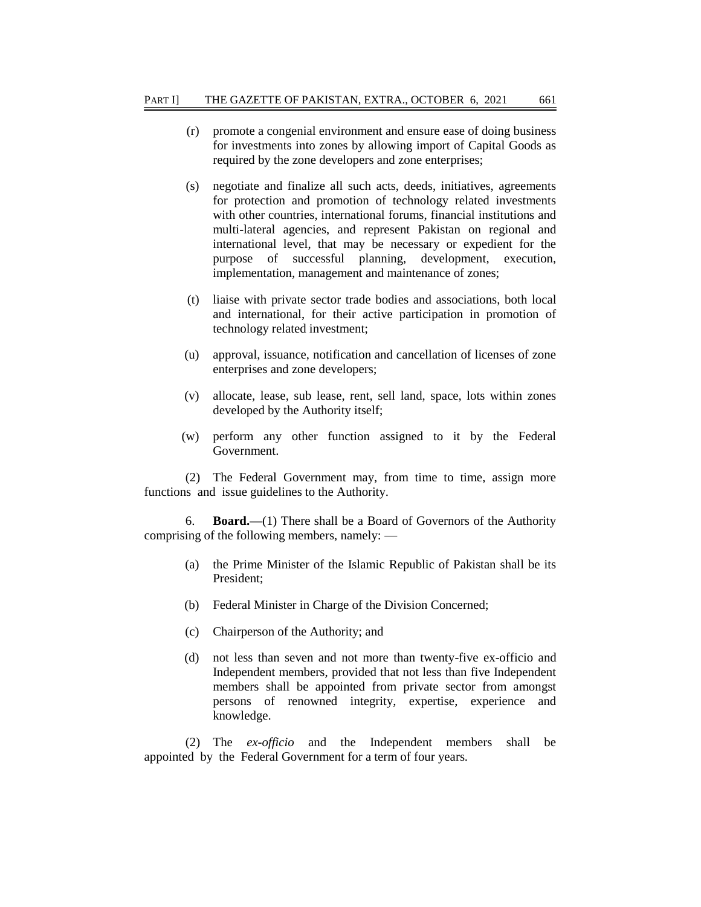(r) promote a congenial environment and ensure ease of doing business for investments into zones by allowing import of Capital Goods as required by the zone developers and zone enterprises;

(s) negotiate and finalize all such acts, deeds, initiatives, agreements for protection and promotion of technology related investments with other countries, international forums, financial institutions and multi-lateral agencies, and represent Pakistan on regional and international level, that may be necessary or expedient for the purpose of successful planning, development, execution, implementation, management and maintenance of zones;

(t) liaise with private sector trade bodies and associations, both local and international, for their active participation in promotion of technology related investment;

(u) approval, issuance, notification and cancellation of licenses of zone enterprises and zone developers;

(v) allocate, lease, sub lease, rent, sell land, space, lots within zones developed by the Authority itself;

(w) perform any other function assigned to it by the Federal Government.

(2) The Federal Government may, from time to time, assign more functions and issue guidelines to the Authority.

6. **Board.—**(1) There shall be a Board of Governors of the Authority comprising of the following members, namely: —

(a) the Prime Minister of the Islamic Republic of Pakistan shall be its President;

(b) Federal Minister in Charge of the Division Concerned;

(c) Chairperson of the Authority; and

(d) not less than seven and not more than twenty-five ex-officio and Independent members, provided that not less than five Independent members shall be appointed from private sector from amongst persons of renowned integrity, expertise, experience and knowledge.

(2) The *ex-officio* and the Independent members shall be appointed by the Federal Government for a term of four years.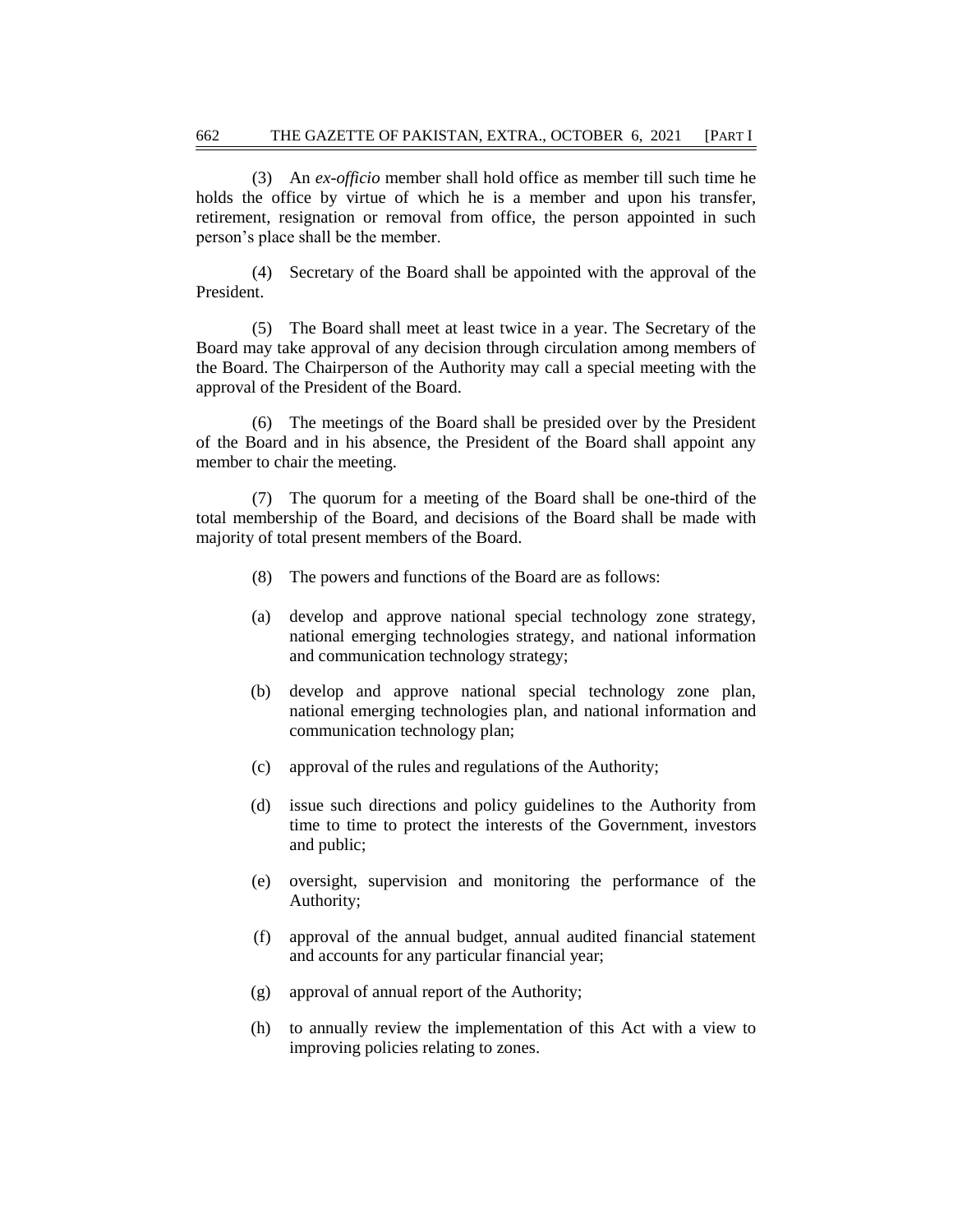(3) An *ex-officio* member shall hold office as member till such time he holds the office by virtue of which he is a member and upon his transfer, retirement, resignation or removal from office, the person appointed in such person's place shall be the member.

(4) Secretary of the Board shall be appointed with the approval of the President.

(5) The Board shall meet at least twice in a year. The Secretary of the Board may take approval of any decision through circulation among members of the Board. The Chairperson of the Authority may call a special meeting with the approval of the President of the Board.

(6) The meetings of the Board shall be presided over by the President of the Board and in his absence, the President of the Board shall appoint any member to chair the meeting.

(7) The quorum for a meeting of the Board shall be one-third of the total membership of the Board, and decisions of the Board shall be made with majority of total present members of the Board.

(8) The powers and functions of the Board are as follows:

(a) develop and approve national special technology zone strategy, national emerging technologies strategy, and national information and communication technology strategy;

(b) develop and approve national special technology zone plan, national emerging technologies plan, and national information and communication technology plan;

(c) approval of the rules and regulations of the Authority;

(d) issue such directions and policy guidelines to the Authority from time to time to protect the interests of the Government, investors and public;

(e) oversight, supervision and monitoring the performance of the Authority;

(f) approval of the annual budget, annual audited financial statement and accounts for any particular financial year;

(g) approval of annual report of the Authority;

(h) to annually review the implementation of this Act with a view to improving policies relating to zones.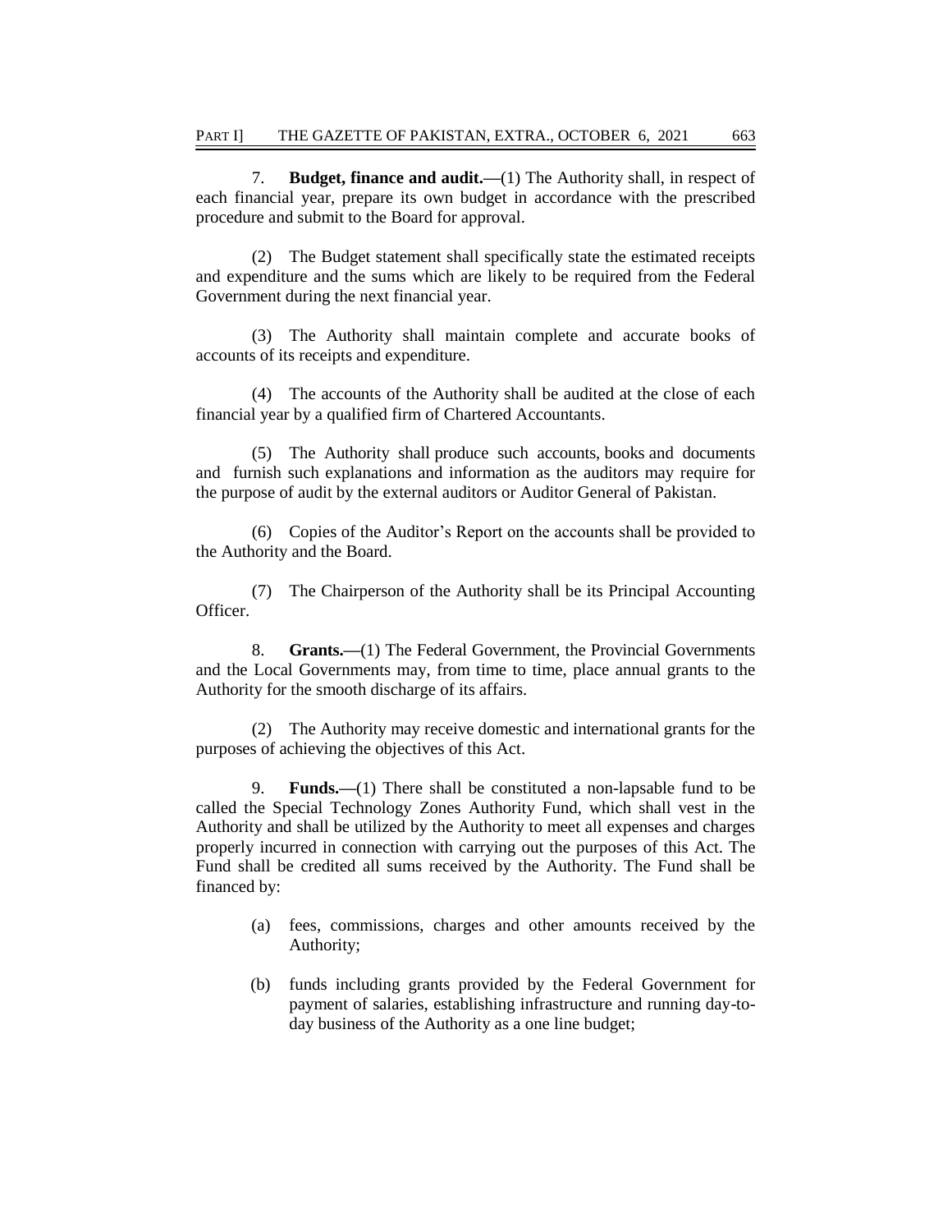7. **Budget, finance and audit.**—(1) The Authority shall, in respect of each financial year, prepare its own budget in accordance with the prescribed procedure and submit to the Board for approval.

(2) The Budget statement shall specifically state the estimated receipts and expenditure and the sums which are likely to be required from the Federal Government during the next financial year.

(3) The Authority shall maintain complete and accurate books of accounts of its receipts and expenditure.

(4) The accounts of the Authority shall be audited at the close of each financial year by a qualified firm of Chartered Accountants.

(5) The Authority shall produce such accounts, books and documents and furnish such explanations and information as the auditors may require for the purpose of audit by the external auditors or Auditor General of Pakistan.

(6) Copies of the Auditor's Report on the accounts shall be provided to the Authority and the Board.

(7) The Chairperson of the Authority shall be its Principal Accounting Officer.

8. **Grants.**—(1) The Federal Government, the Provincial Governments and the Local Governments may, from time to time, place annual grants to the Authority for the smooth discharge of its affairs.

(2) The Authority may receive domestic and international grants for the purposes of achieving the objectives of this Act.

9. **Funds.**—(1) There shall be constituted a non-lapsable fund to be called the Special Technology Zones Authority Fund, which shall vest in the Authority and shall be utilized by the Authority to meet all expenses and charges properly incurred in connection with carrying out the purposes of this Act. The Fund shall be credited all sums received by the Authority. The Fund shall be financed by:

(a) fees, commissions, charges and other amounts received by the Authority;

(b) funds including grants provided by the Federal Government for payment of salaries, establishing infrastructure and running day-to-day business of the Authority as a one line budget;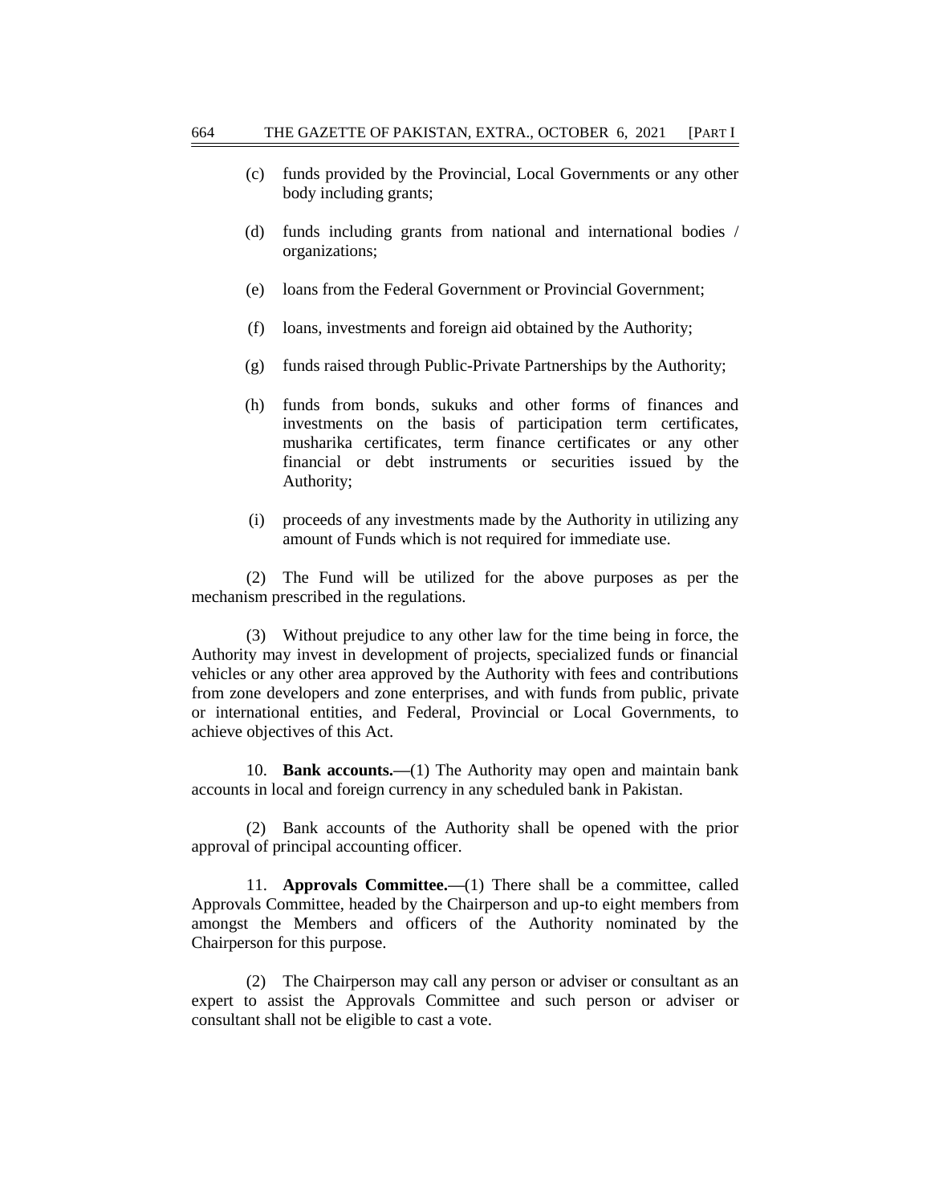(c) funds provided by the Provincial, Local Governments or any other body including grants;

(d) funds including grants from national and international bodies / organizations;

(e) loans from the Federal Government or Provincial Government;

(f) loans, investments and foreign aid obtained by the Authority;

(g) funds raised through Public-Private Partnerships by the Authority;

(h) funds from bonds, sukuks and other forms of finances and investments on the basis of participation term certificates, musharika certificates, term finance certificates or any other financial or debt instruments or securities issued by the Authority;

(i) proceeds of any investments made by the Authority in utilizing any amount of Funds which is not required for immediate use.

(2) The Fund will be utilized for the above purposes as per the mechanism prescribed in the regulations.

(3) Without prejudice to any other law for the time being in force, the Authority may invest in development of projects, specialized funds or financial vehicles or any other area approved by the Authority with fees and contributions from zone developers and zone enterprises, and with funds from public, private or international entities, and Federal, Provincial or Local Governments, to achieve objectives of this Act.

10. **Bank accounts.**—(1) The Authority may open and maintain bank accounts in local and foreign currency in any scheduled bank in Pakistan.

(2) Bank accounts of the Authority shall be opened with the prior approval of principal accounting officer.

11. **Approvals Committee.**—(1) There shall be a committee, called Approvals Committee, headed by the Chairperson and up-to eight members from amongst the Members and officers of the Authority nominated by the Chairperson for this purpose.

(2) The Chairperson may call any person or adviser or consultant as an expert to assist the Approvals Committee and such person or adviser or consultant shall not be eligible to cast a vote.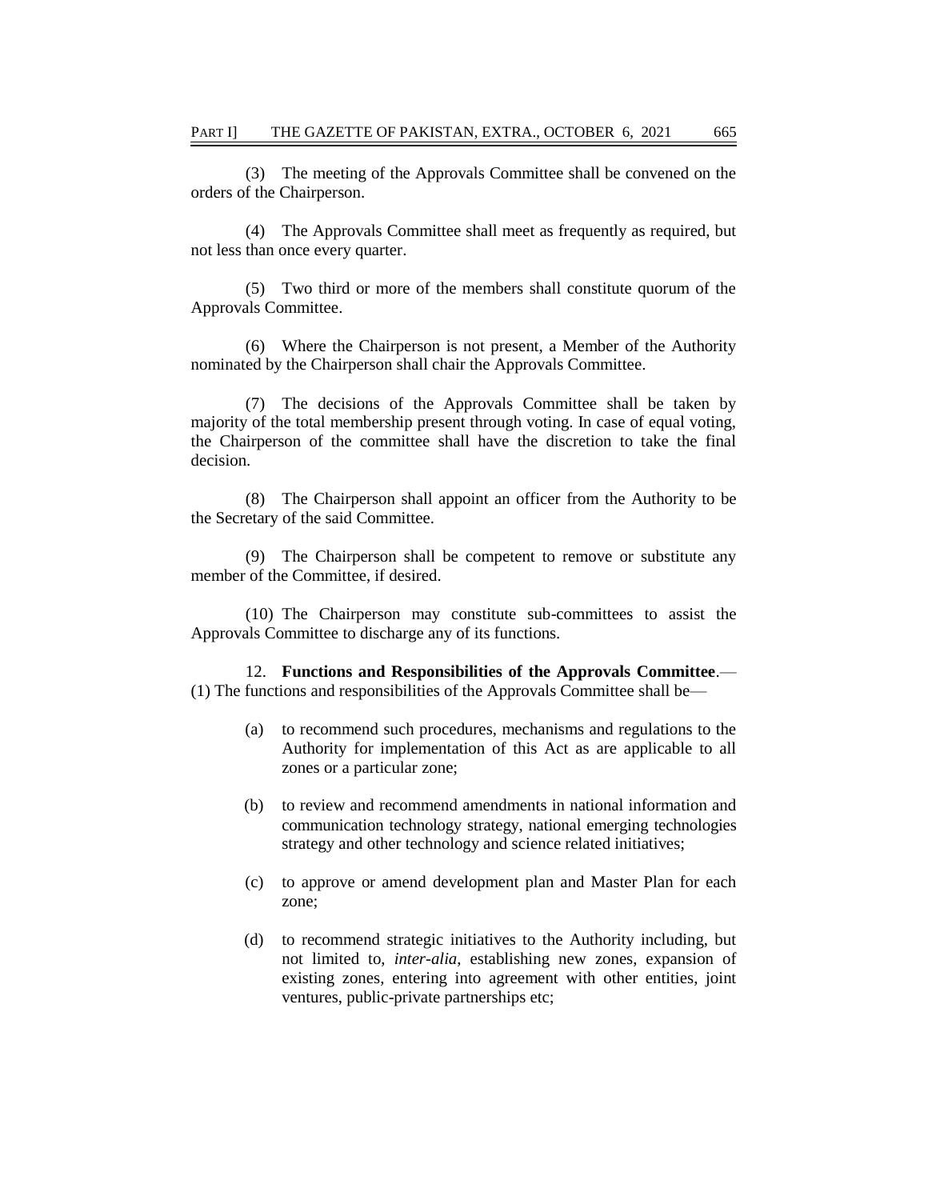(3) The meeting of the Approvals Committee shall be convened on the orders of the Chairperson.

(4) The Approvals Committee shall meet as frequently as required, but not less than once every quarter.

(5) Two third or more of the members shall constitute quorum of the Approvals Committee.

(6) Where the Chairperson is not present, a Member of the Authority nominated by the Chairperson shall chair the Approvals Committee.

(7) The decisions of the Approvals Committee shall be taken by majority of the total membership present through voting. In case of equal voting, the Chairperson of the committee shall have the discretion to take the final decision.

(8) The Chairperson shall appoint an officer from the Authority to be the Secretary of the said Committee.

(9) The Chairperson shall be competent to remove or substitute any member of the Committee, if desired.

(10) The Chairperson may constitute sub-committees to assist the Approvals Committee to discharge any of its functions.

12. **Functions and Responsibilities of the Approvals Committee**.—(1) The functions and responsibilities of the Approvals Committee shall be—

(a) to recommend such procedures, mechanisms and regulations to the Authority for implementation of this Act as are applicable to all zones or a particular zone;

(b) to review and recommend amendments in national information and communication technology strategy, national emerging technologies strategy and other technology and science related initiatives;

(c) to approve or amend development plan and Master Plan for each zone;

(d) to recommend strategic initiatives to the Authority including, but not limited to, *inter-alia*, establishing new zones, expansion of existing zones, entering into agreement with other entities, joint ventures, public-private partnerships etc;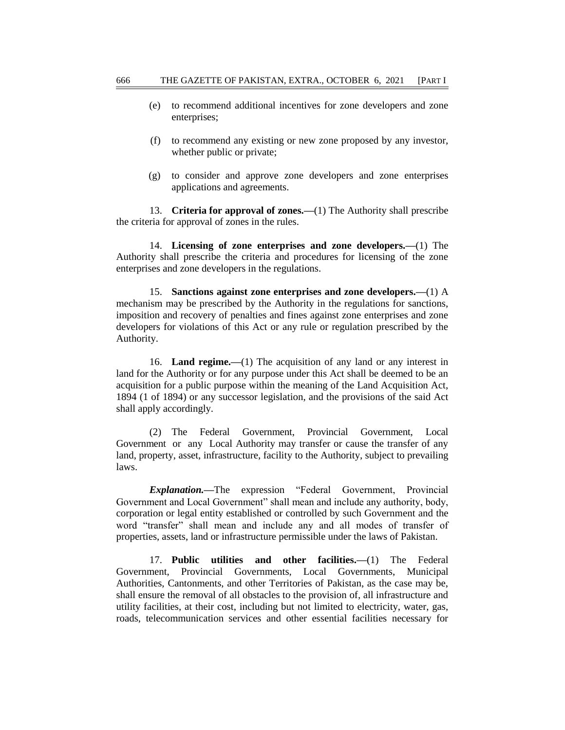(e) to recommend additional incentives for zone developers and zone enterprises;

(f) to recommend any existing or new zone proposed by any investor, whether public or private;

(g) to consider and approve zone developers and zone enterprises applications and agreements.

13. **Criteria for approval of zones.**—(1) The Authority shall prescribe the criteria for approval of zones in the rules.

14. **Licensing of zone enterprises and zone developers.**—(1) The Authority shall prescribe the criteria and procedures for licensing of the zone enterprises and zone developers in the regulations.

15. **Sanctions against zone enterprises and zone developers.**—(1) A mechanism may be prescribed by the Authority in the regulations for sanctions, imposition and recovery of penalties and fines against zone enterprises and zone developers for violations of this Act or any rule or regulation prescribed by the Authority.

16. **Land regime.**—(1) The acquisition of any land or any interest in land for the Authority or for any purpose under this Act shall be deemed to be an acquisition for a public purpose within the meaning of the Land Acquisition Act, 1894 (1 of 1894) or any successor legislation, and the provisions of the said Act shall apply accordingly.

(2) The Federal Government, Provincial Government, Local Government or any Local Authority may transfer or cause the transfer of any land, property, asset, infrastructure, facility to the Authority, subject to prevailing laws.

***Explanation.***—The expression "Federal Government, Provincial Government and Local Government" shall mean and include any authority, body, corporation or legal entity established or controlled by such Government and the word "transfer" shall mean and include any and all modes of transfer of properties, assets, land or infrastructure permissible under the laws of Pakistan.

17. **Public utilities and other facilities.**—(1) The Federal Government, Provincial Governments, Local Governments, Municipal Authorities, Cantonments, and other Territories of Pakistan, as the case may be, shall ensure the removal of all obstacles to the provision of, all infrastructure and utility facilities, at their cost, including but not limited to electricity, water, gas, roads, telecommunication services and other essential facilities necessary for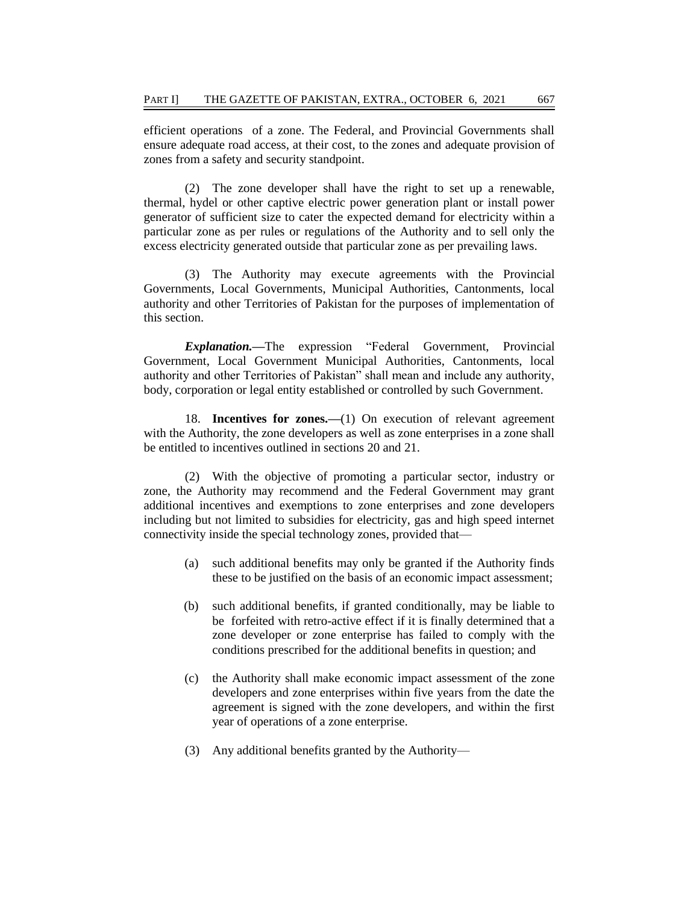efficient operations of a zone. The Federal, and Provincial Governments shall ensure adequate road access, at their cost, to the zones and adequate provision of zones from a safety and security standpoint.

(2) The zone developer shall have the right to set up a renewable, thermal, hydel or other captive electric power generation plant or install power generator of sufficient size to cater the expected demand for electricity within a particular zone as per rules or regulations of the Authority and to sell only the excess electricity generated outside that particular zone as per prevailing laws.

(3) The Authority may execute agreements with the Provincial Governments, Local Governments, Municipal Authorities, Cantonments, local authority and other Territories of Pakistan for the purposes of implementation of this section.

***Explanation.***—The expression "Federal Government, Provincial Government, Local Government Municipal Authorities, Cantonments, local authority and other Territories of Pakistan" shall mean and include any authority, body, corporation or legal entity established or controlled by such Government.

18. **Incentives for zones.**—(1) On execution of relevant agreement with the Authority, the zone developers as well as zone enterprises in a zone shall be entitled to incentives outlined in sections 20 and 21.

(2) With the objective of promoting a particular sector, industry or zone, the Authority may recommend and the Federal Government may grant additional incentives and exemptions to zone enterprises and zone developers including but not limited to subsidies for electricity, gas and high speed internet connectivity inside the special technology zones, provided that—

(a) such additional benefits may only be granted if the Authority finds these to be justified on the basis of an economic impact assessment;

(b) such additional benefits, if granted conditionally, may be liable to be forfeited with retro-active effect if it is finally determined that a zone developer or zone enterprise has failed to comply with the conditions prescribed for the additional benefits in question; and

(c) the Authority shall make economic impact assessment of the zone developers and zone enterprises within five years from the date the agreement is signed with the zone developers, and within the first year of operations of a zone enterprise.

(3) Any additional benefits granted by the Authority—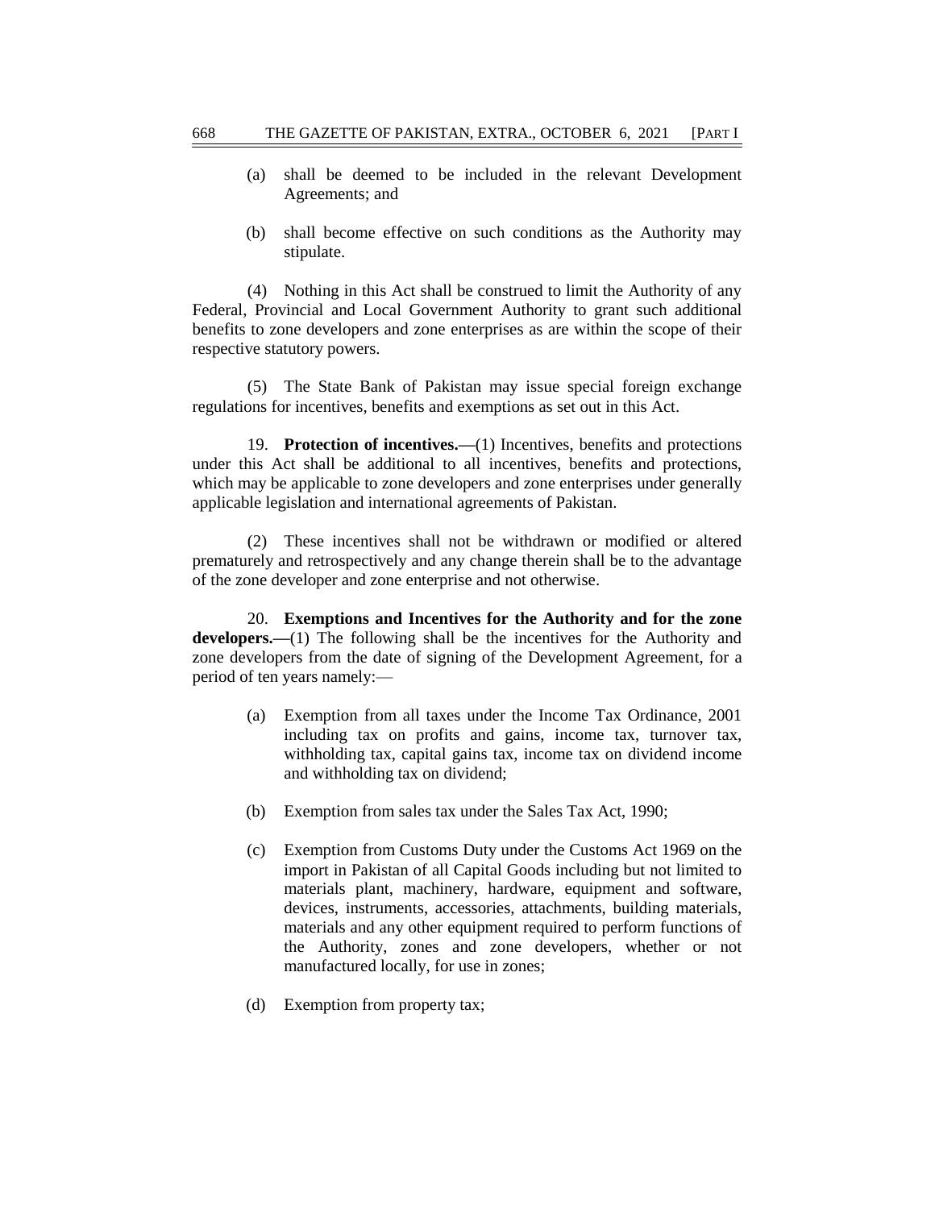(a) shall be deemed to be included in the relevant Development Agreements; and

(b) shall become effective on such conditions as the Authority may stipulate.

(4) Nothing in this Act shall be construed to limit the Authority of any Federal, Provincial and Local Government Authority to grant such additional benefits to zone developers and zone enterprises as are within the scope of their respective statutory powers.

(5) The State Bank of Pakistan may issue special foreign exchange regulations for incentives, benefits and exemptions as set out in this Act.

19. **Protection of incentives.—**(1) Incentives, benefits and protections under this Act shall be additional to all incentives, benefits and protections, which may be applicable to zone developers and zone enterprises under generally applicable legislation and international agreements of Pakistan.

(2) These incentives shall not be withdrawn or modified or altered prematurely and retrospectively and any change therein shall be to the advantage of the zone developer and zone enterprise and not otherwise.

20. **Exemptions and Incentives for the Authority and for the zone developers.—**(1) The following shall be the incentives for the Authority and zone developers from the date of signing of the Development Agreement, for a period of ten years namely:—

(a) Exemption from all taxes under the Income Tax Ordinance, 2001 including tax on profits and gains, income tax, turnover tax, withholding tax, capital gains tax, income tax on dividend income and withholding tax on dividend;

(b) Exemption from sales tax under the Sales Tax Act, 1990;

(c) Exemption from Customs Duty under the Customs Act 1969 on the import in Pakistan of all Capital Goods including but not limited to materials plant, machinery, hardware, equipment and software, devices, instruments, accessories, attachments, building materials, materials and any other equipment required to perform functions of the Authority, zones and zone developers, whether or not manufactured locally, for use in zones;

(d) Exemption from property tax;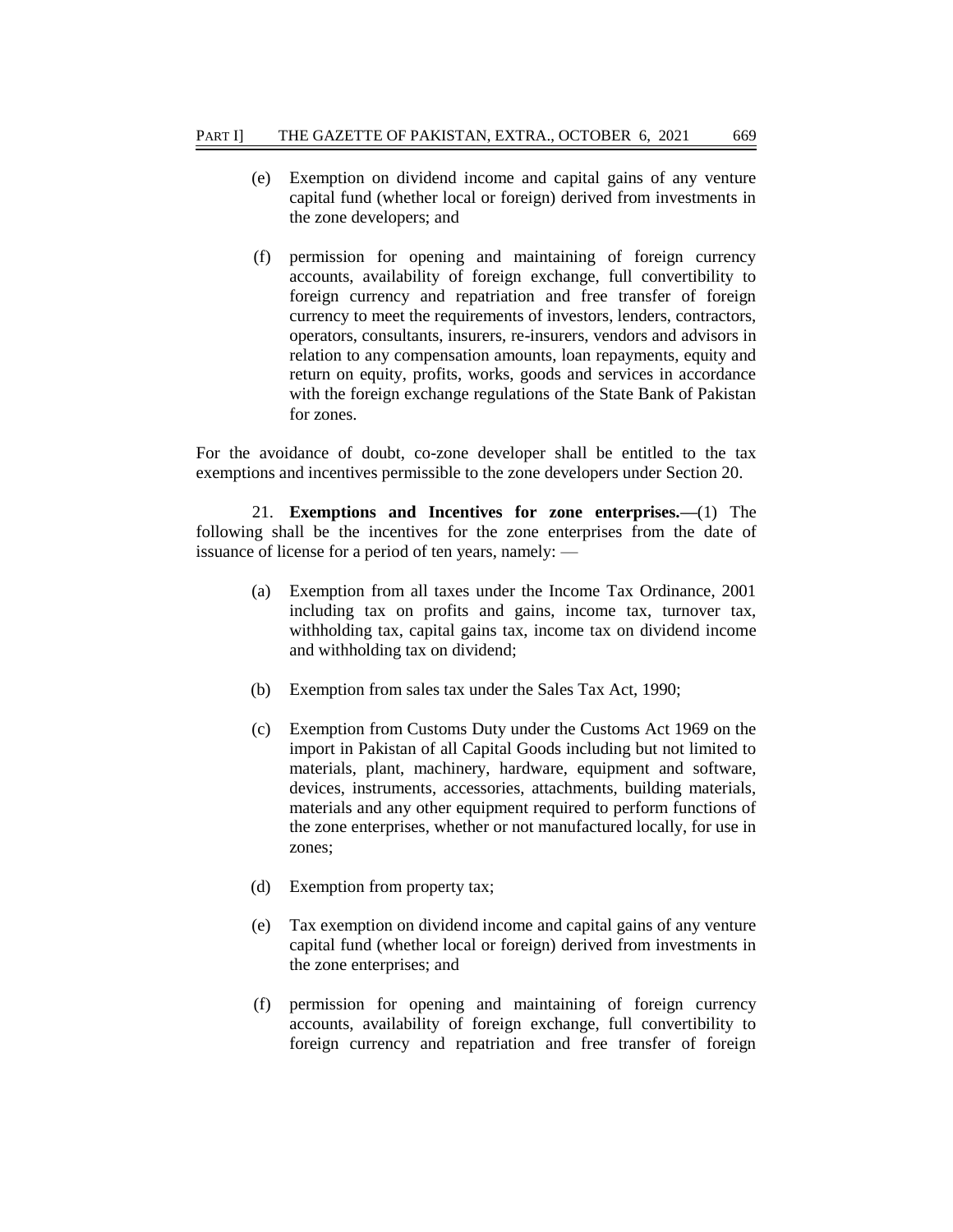(e) Exemption on dividend income and capital gains of any venture capital fund (whether local or foreign) derived from investments in the zone developers; and

(f) permission for opening and maintaining of foreign currency accounts, availability of foreign exchange, full convertibility to foreign currency and repatriation and free transfer of foreign currency to meet the requirements of investors, lenders, contractors, operators, consultants, insurers, re-insurers, vendors and advisors in relation to any compensation amounts, loan repayments, equity and return on equity, profits, works, goods and services in accordance with the foreign exchange regulations of the State Bank of Pakistan for zones.

For the avoidance of doubt, co-zone developer shall be entitled to the tax exemptions and incentives permissible to the zone developers under Section 20.

21. **Exemptions and Incentives for zone enterprises.—**(1) The following shall be the incentives for the zone enterprises from the date of issuance of license for a period of ten years, namely: —

(a) Exemption from all taxes under the Income Tax Ordinance, 2001 including tax on profits and gains, income tax, turnover tax, withholding tax, capital gains tax, income tax on dividend income and withholding tax on dividend;

(b) Exemption from sales tax under the Sales Tax Act, 1990;

(c) Exemption from Customs Duty under the Customs Act 1969 on the import in Pakistan of all Capital Goods including but not limited to materials, plant, machinery, hardware, equipment and software, devices, instruments, accessories, attachments, building materials, materials and any other equipment required to perform functions of the zone enterprises, whether or not manufactured locally, for use in zones;

(d) Exemption from property tax;

(e) Tax exemption on dividend income and capital gains of any venture capital fund (whether local or foreign) derived from investments in the zone enterprises; and

(f) permission for opening and maintaining of foreign currency accounts, availability of foreign exchange, full convertibility to foreign currency and repatriation and free transfer of foreign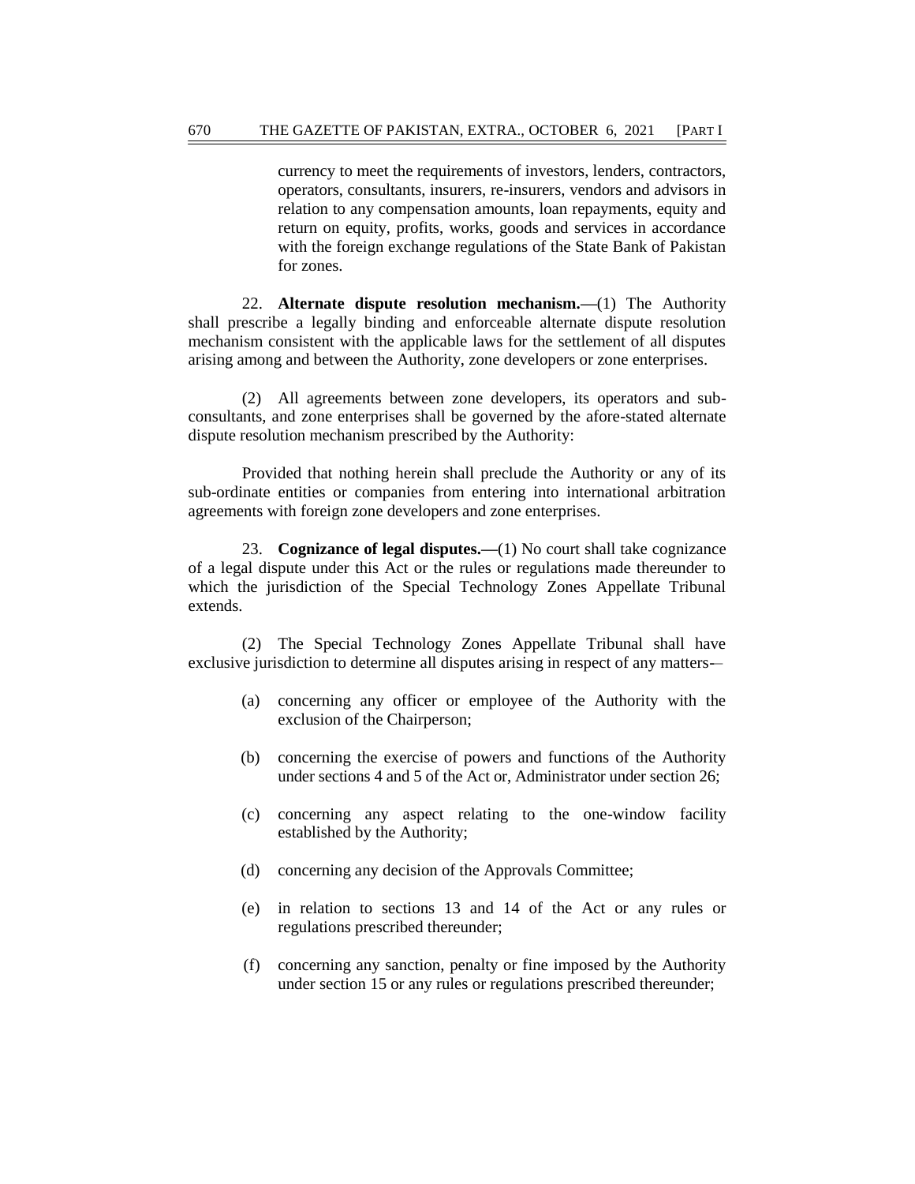currency to meet the requirements of investors, lenders, contractors, operators, consultants, insurers, re-insurers, vendors and advisors in relation to any compensation amounts, loan repayments, equity and return on equity, profits, works, goods and services in accordance with the foreign exchange regulations of the State Bank of Pakistan for zones.

22. **Alternate dispute resolution mechanism.**—(1) The Authority shall prescribe a legally binding and enforceable alternate dispute resolution mechanism consistent with the applicable laws for the settlement of all disputes arising among and between the Authority, zone developers or zone enterprises.

(2) All agreements between zone developers, its operators and sub-consultants, and zone enterprises shall be governed by the afore-stated alternate dispute resolution mechanism prescribed by the Authority:

Provided that nothing herein shall preclude the Authority or any of its sub-ordinate entities or companies from entering into international arbitration agreements with foreign zone developers and zone enterprises.

23. **Cognizance of legal disputes.**—(1) No court shall take cognizance of a legal dispute under this Act or the rules or regulations made thereunder to which the jurisdiction of the Special Technology Zones Appellate Tribunal extends.

(2) The Special Technology Zones Appellate Tribunal shall have exclusive jurisdiction to determine all disputes arising in respect of any matters-–

(a) concerning any officer or employee of the Authority with the exclusion of the Chairperson;

(b) concerning the exercise of powers and functions of the Authority under sections 4 and 5 of the Act or, Administrator under section 26;

(c) concerning any aspect relating to the one-window facility established by the Authority;

(d) concerning any decision of the Approvals Committee;

(e) in relation to sections 13 and 14 of the Act or any rules or regulations prescribed thereunder;

(f) concerning any sanction, penalty or fine imposed by the Authority under section 15 or any rules or regulations prescribed thereunder;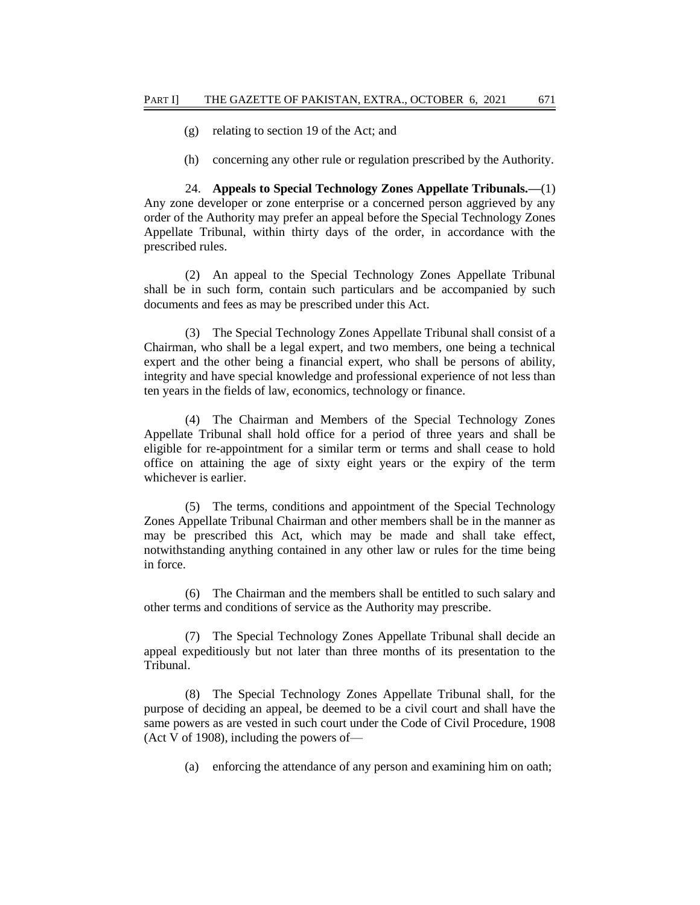(g) relating to section 19 of the Act; and

(h) concerning any other rule or regulation prescribed by the Authority.

24. **Appeals to Special Technology Zones Appellate Tribunals.**—(1) Any zone developer or zone enterprise or a concerned person aggrieved by any order of the Authority may prefer an appeal before the Special Technology Zones Appellate Tribunal, within thirty days of the order, in accordance with the prescribed rules.

(2) An appeal to the Special Technology Zones Appellate Tribunal shall be in such form, contain such particulars and be accompanied by such documents and fees as may be prescribed under this Act.

(3) The Special Technology Zones Appellate Tribunal shall consist of a Chairman, who shall be a legal expert, and two members, one being a technical expert and the other being a financial expert, who shall be persons of ability, integrity and have special knowledge and professional experience of not less than ten years in the fields of law, economics, technology or finance.

(4) The Chairman and Members of the Special Technology Zones Appellate Tribunal shall hold office for a period of three years and shall be eligible for re-appointment for a similar term or terms and shall cease to hold office on attaining the age of sixty eight years or the expiry of the term whichever is earlier.

(5) The terms, conditions and appointment of the Special Technology Zones Appellate Tribunal Chairman and other members shall be in the manner as may be prescribed this Act, which may be made and shall take effect, notwithstanding anything contained in any other law or rules for the time being in force.

(6) The Chairman and the members shall be entitled to such salary and other terms and conditions of service as the Authority may prescribe.

(7) The Special Technology Zones Appellate Tribunal shall decide an appeal expeditiously but not later than three months of its presentation to the Tribunal.

(8) The Special Technology Zones Appellate Tribunal shall, for the purpose of deciding an appeal, be deemed to be a civil court and shall have the same powers as are vested in such court under the Code of Civil Procedure, 1908 (Act V of 1908), including the powers of—

(a) enforcing the attendance of any person and examining him on oath;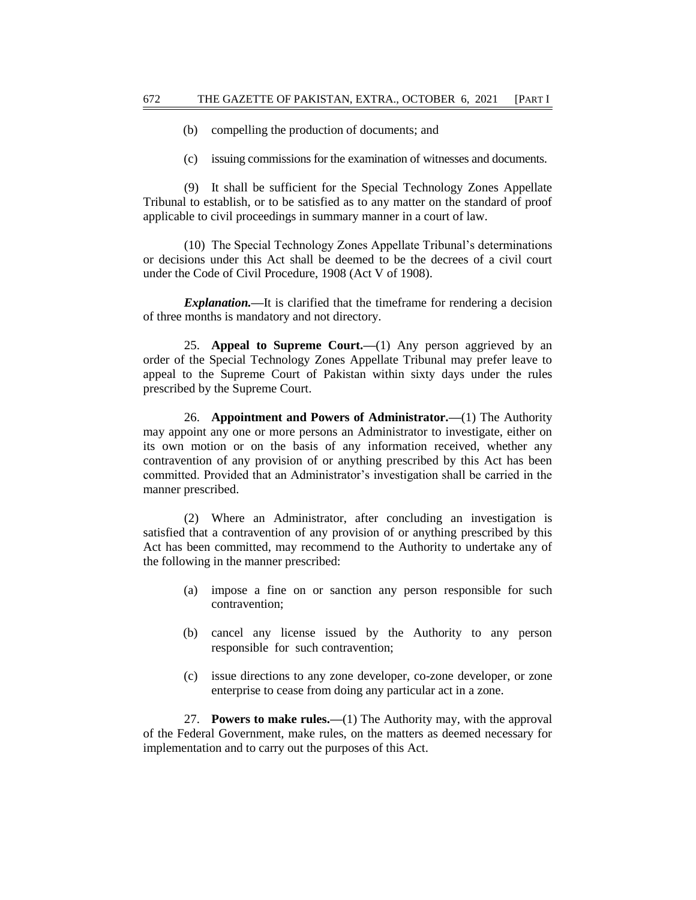(b) compelling the production of documents; and

(c) issuing commissions for the examination of witnesses and documents.

(9) It shall be sufficient for the Special Technology Zones Appellate Tribunal to establish, or to be satisfied as to any matter on the standard of proof applicable to civil proceedings in summary manner in a court of law.

(10) The Special Technology Zones Appellate Tribunal's determinations or decisions under this Act shall be deemed to be the decrees of a civil court under the Code of Civil Procedure, 1908 (Act V of 1908).

***Explanation.*****—**It is clarified that the timeframe for rendering a decision of three months is mandatory and not directory.

25. **Appeal to Supreme Court.—**(1) Any person aggrieved by an order of the Special Technology Zones Appellate Tribunal may prefer leave to appeal to the Supreme Court of Pakistan within sixty days under the rules prescribed by the Supreme Court.

26. **Appointment and Powers of Administrator.—**(1) The Authority may appoint any one or more persons an Administrator to investigate, either on its own motion or on the basis of any information received, whether any contravention of any provision of or anything prescribed by this Act has been committed. Provided that an Administrator's investigation shall be carried in the manner prescribed.

(2) Where an Administrator, after concluding an investigation is satisfied that a contravention of any provision of or anything prescribed by this Act has been committed, may recommend to the Authority to undertake any of the following in the manner prescribed:

(a) impose a fine on or sanction any person responsible for such contravention;

(b) cancel any license issued by the Authority to any person responsible for such contravention;

(c) issue directions to any zone developer, co-zone developer, or zone enterprise to cease from doing any particular act in a zone.

27. **Powers to make rules.—**(1) The Authority may, with the approval of the Federal Government, make rules, on the matters as deemed necessary for implementation and to carry out the purposes of this Act.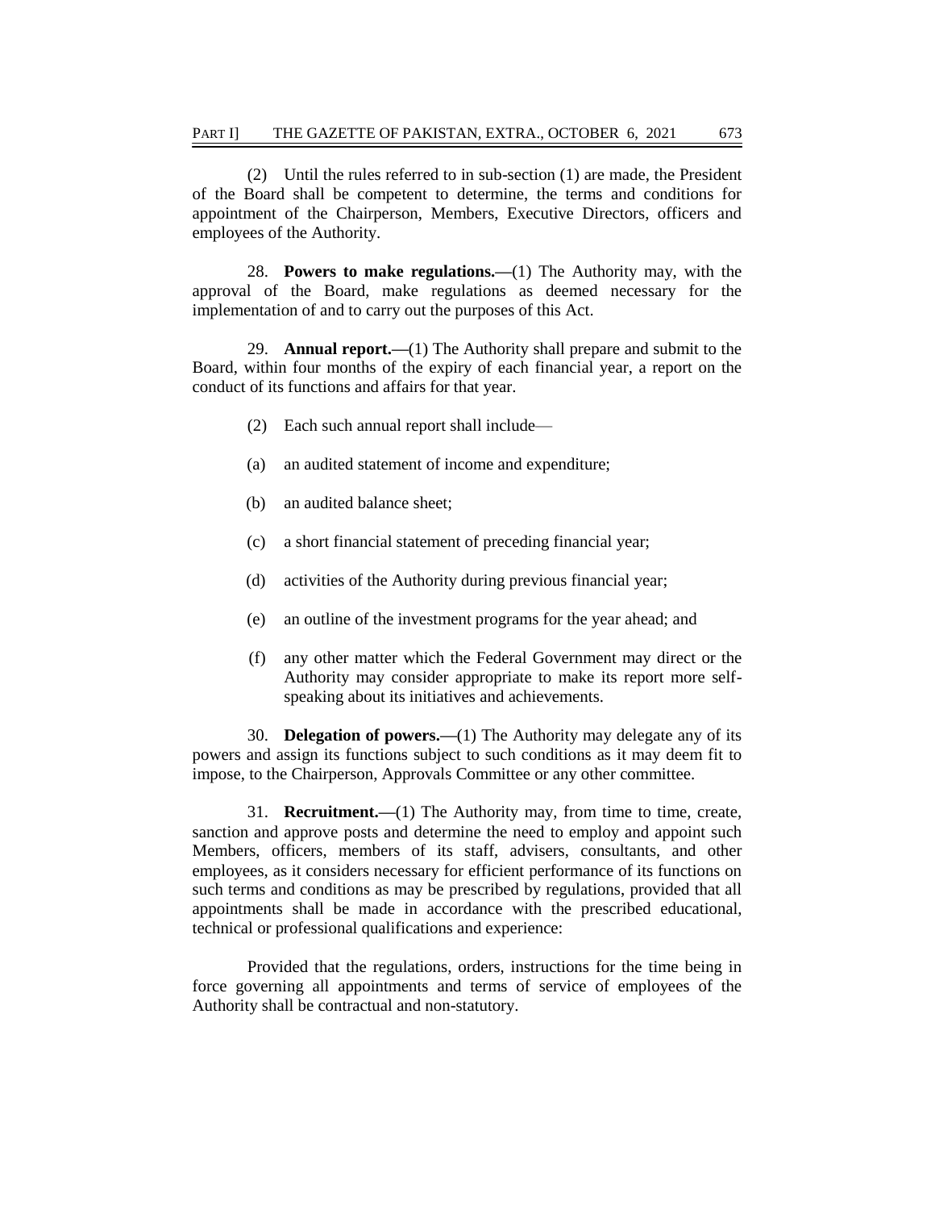(2) Until the rules referred to in sub-section (1) are made, the President of the Board shall be competent to determine, the terms and conditions for appointment of the Chairperson, Members, Executive Directors, officers and employees of the Authority.

28. **Powers to make regulations.**—(1) The Authority may, with the approval of the Board, make regulations as deemed necessary for the implementation of and to carry out the purposes of this Act.

29. **Annual report.**—(1) The Authority shall prepare and submit to the Board, within four months of the expiry of each financial year, a report on the conduct of its functions and affairs for that year.

(2) Each such annual report shall include—

(a) an audited statement of income and expenditure;

(b) an audited balance sheet;

(c) a short financial statement of preceding financial year;

(d) activities of the Authority during previous financial year;

(e) an outline of the investment programs for the year ahead; and

(f) any other matter which the Federal Government may direct or the Authority may consider appropriate to make its report more self-speaking about its initiatives and achievements.

30. **Delegation of powers.**—(1) The Authority may delegate any of its powers and assign its functions subject to such conditions as it may deem fit to impose, to the Chairperson, Approvals Committee or any other committee.

31. **Recruitment.**—(1) The Authority may, from time to time, create, sanction and approve posts and determine the need to employ and appoint such Members, officers, members of its staff, advisers, consultants, and other employees, as it considers necessary for efficient performance of its functions on such terms and conditions as may be prescribed by regulations, provided that all appointments shall be made in accordance with the prescribed educational, technical or professional qualifications and experience:

Provided that the regulations, orders, instructions for the time being in force governing all appointments and terms of service of employees of the Authority shall be contractual and non-statutory.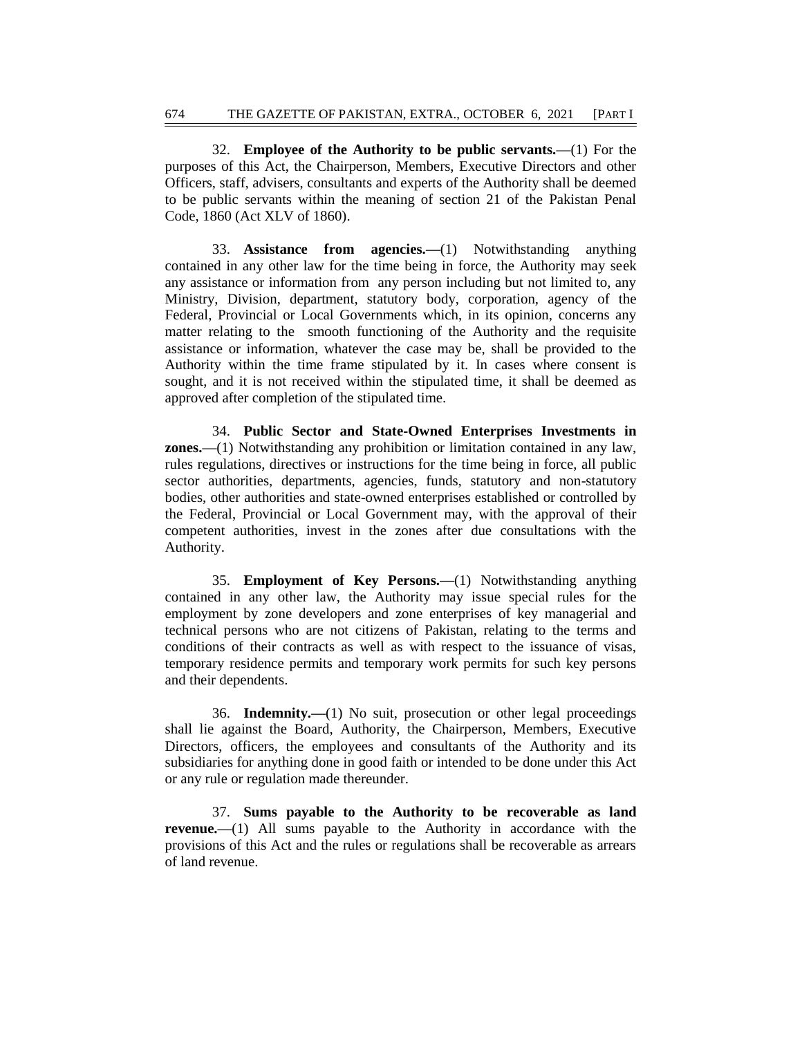32. **Employee of the Authority to be public servants.**—(1) For the purposes of this Act, the Chairperson, Members, Executive Directors and other Officers, staff, advisers, consultants and experts of the Authority shall be deemed to be public servants within the meaning of section 21 of the Pakistan Penal Code, 1860 (Act XLV of 1860).

33. **Assistance from agencies.**—(1) Notwithstanding anything contained in any other law for the time being in force, the Authority may seek any assistance or information from any person including but not limited to, any Ministry, Division, department, statutory body, corporation, agency of the Federal, Provincial or Local Governments which, in its opinion, concerns any matter relating to the smooth functioning of the Authority and the requisite assistance or information, whatever the case may be, shall be provided to the Authority within the time frame stipulated by it. In cases where consent is sought, and it is not received within the stipulated time, it shall be deemed as approved after completion of the stipulated time.

34. **Public Sector and State-Owned Enterprises Investments in zones.**—(1) Notwithstanding any prohibition or limitation contained in any law, rules regulations, directives or instructions for the time being in force, all public sector authorities, departments, agencies, funds, statutory and non-statutory bodies, other authorities and state-owned enterprises established or controlled by the Federal, Provincial or Local Government may, with the approval of their competent authorities, invest in the zones after due consultations with the Authority.

35. **Employment of Key Persons.**—(1) Notwithstanding anything contained in any other law, the Authority may issue special rules for the employment by zone developers and zone enterprises of key managerial and technical persons who are not citizens of Pakistan, relating to the terms and conditions of their contracts as well as with respect to the issuance of visas, temporary residence permits and temporary work permits for such key persons and their dependents.

36. **Indemnity.**—(1) No suit, prosecution or other legal proceedings shall lie against the Board, Authority, the Chairperson, Members, Executive Directors, officers, the employees and consultants of the Authority and its subsidiaries for anything done in good faith or intended to be done under this Act or any rule or regulation made thereunder.

37. **Sums payable to the Authority to be recoverable as land revenue.**—(1) All sums payable to the Authority in accordance with the provisions of this Act and the rules or regulations shall be recoverable as arrears of land revenue.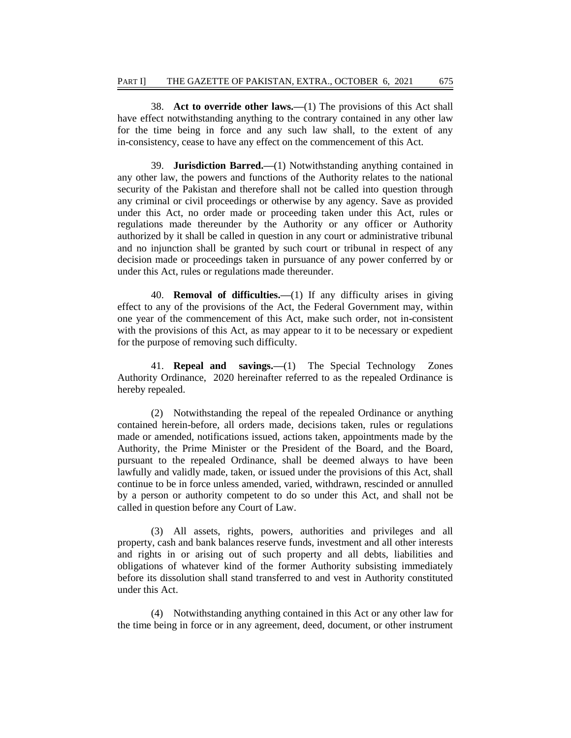38. **Act to override other laws.**—(1) The provisions of this Act shall have effect notwithstanding anything to the contrary contained in any other law for the time being in force and any such law shall, to the extent of any in-consistency, cease to have any effect on the commencement of this Act.

39. **Jurisdiction Barred.**—(1) Notwithstanding anything contained in any other law, the powers and functions of the Authority relates to the national security of the Pakistan and therefore shall not be called into question through any criminal or civil proceedings or otherwise by any agency. Save as provided under this Act, no order made or proceeding taken under this Act, rules or regulations made thereunder by the Authority or any officer or Authority authorized by it shall be called in question in any court or administrative tribunal and no injunction shall be granted by such court or tribunal in respect of any decision made or proceedings taken in pursuance of any power conferred by or under this Act, rules or regulations made thereunder.

40. **Removal of difficulties.**—(1) If any difficulty arises in giving effect to any of the provisions of the Act, the Federal Government may, within one year of the commencement of this Act, make such order, not in-consistent with the provisions of this Act, as may appear to it to be necessary or expedient for the purpose of removing such difficulty.

41. **Repeal and savings.**—(1) The Special Technology Zones Authority Ordinance, 2020 hereinafter referred to as the repealed Ordinance is hereby repealed.

(2) Notwithstanding the repeal of the repealed Ordinance or anything contained herein-before, all orders made, decisions taken, rules or regulations made or amended, notifications issued, actions taken, appointments made by the Authority, the Prime Minister or the President of the Board, and the Board, pursuant to the repealed Ordinance, shall be deemed always to have been lawfully and validly made, taken, or issued under the provisions of this Act, shall continue to be in force unless amended, varied, withdrawn, rescinded or annulled by a person or authority competent to do so under this Act, and shall not be called in question before any Court of Law.

(3) All assets, rights, powers, authorities and privileges and all property, cash and bank balances reserve funds, investment and all other interests and rights in or arising out of such property and all debts, liabilities and obligations of whatever kind of the former Authority subsisting immediately before its dissolution shall stand transferred to and vest in Authority constituted under this Act.

(4) Notwithstanding anything contained in this Act or any other law for the time being in force or in any agreement, deed, document, or other instrument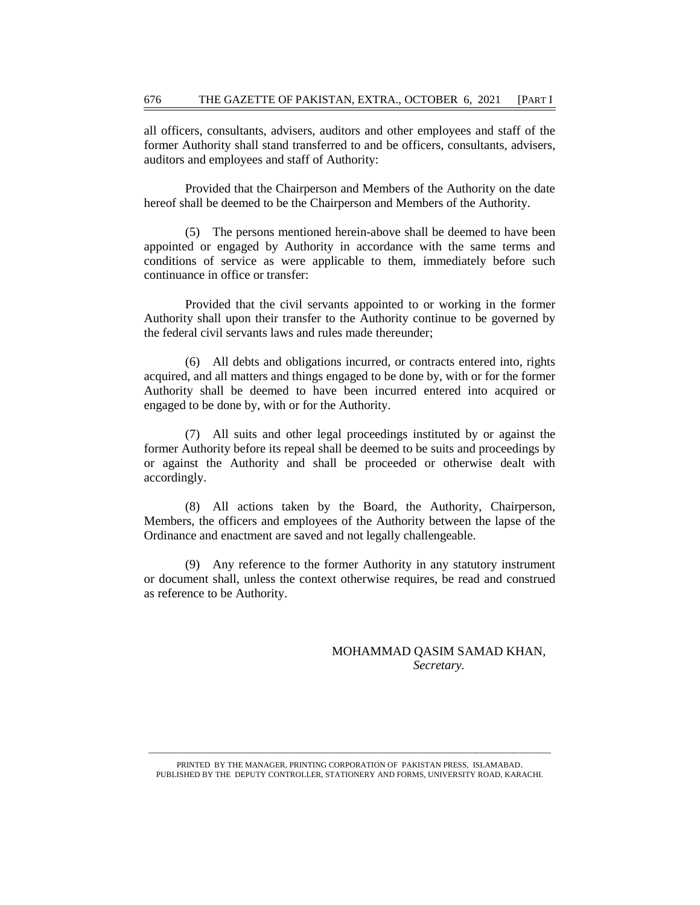all officers, consultants, advisers, auditors and other employees and staff of the former Authority shall stand transferred to and be officers, consultants, advisers, auditors and employees and staff of Authority:

Provided that the Chairperson and Members of the Authority on the date hereof shall be deemed to be the Chairperson and Members of the Authority.

(5) The persons mentioned herein-above shall be deemed to have been appointed or engaged by Authority in accordance with the same terms and conditions of service as were applicable to them, immediately before such continuance in office or transfer:

Provided that the civil servants appointed to or working in the former Authority shall upon their transfer to the Authority continue to be governed by the federal civil servants laws and rules made thereunder;

(6) All debts and obligations incurred, or contracts entered into, rights acquired, and all matters and things engaged to be done by, with or for the former Authority shall be deemed to have been incurred entered into acquired or engaged to be done by, with or for the Authority.

(7) All suits and other legal proceedings instituted by or against the former Authority before its repeal shall be deemed to be suits and proceedings by or against the Authority and shall be proceeded or otherwise dealt with accordingly.

(8) All actions taken by the Board, the Authority, Chairperson, Members, the officers and employees of the Authority between the lapse of the Ordinance and enactment are saved and not legally challengeable.

(9) Any reference to the former Authority in any statutory instrument or document shall, unless the context otherwise requires, be read and construed as reference to be Authority.

MOHAMMAD QASIM SAMAD KHAN,
*Secretary.*

PRINTED BY THE MANAGER, PRINTING CORPORATION OF PAKISTAN PRESS, ISLAMABAD.
PUBLISHED BY THE DEPUTY CONTROLLER, STATIONERY AND FORMS, UNIVERSITY ROAD, KARACHI.